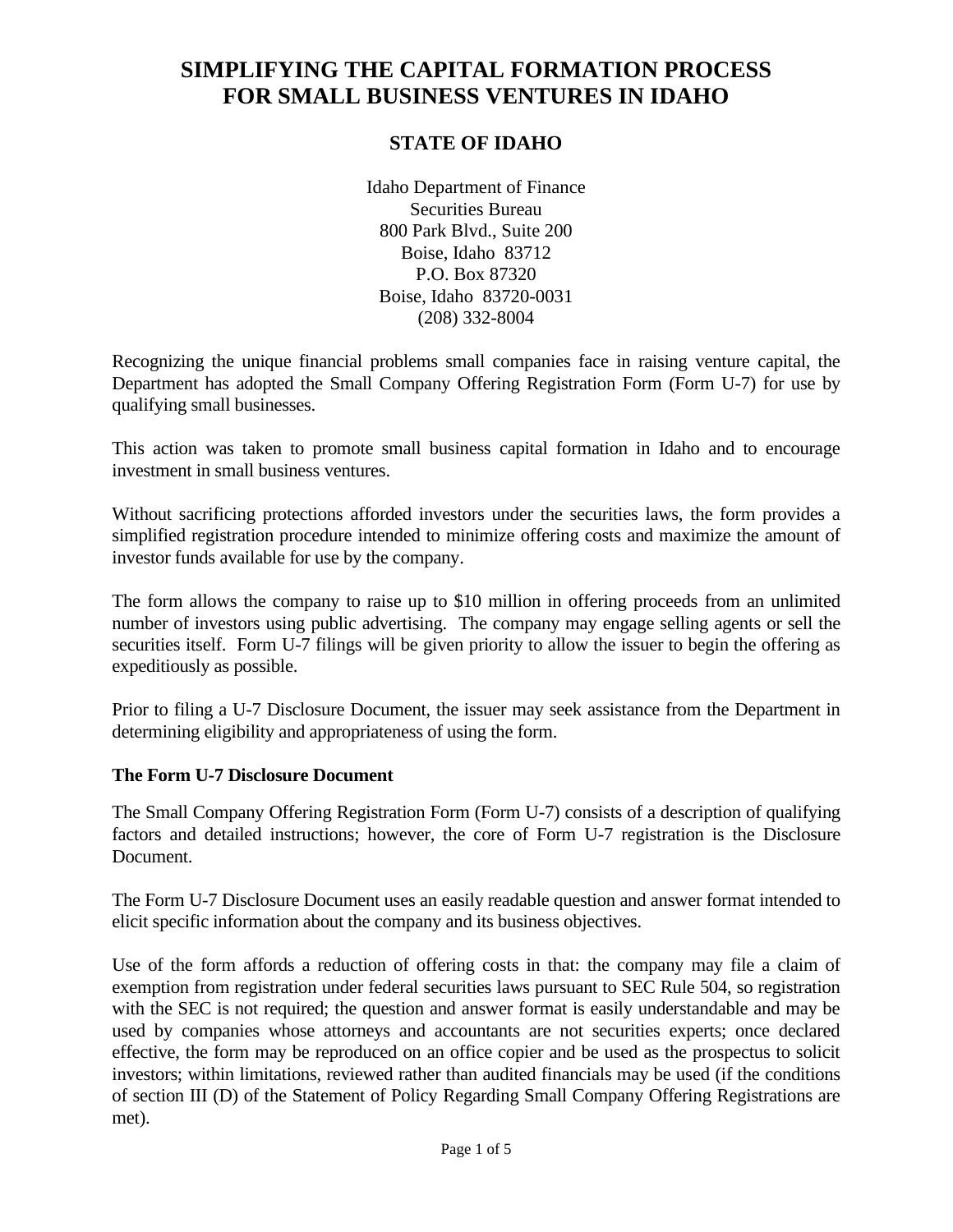# SIMPLIFYING THE CAPITAL FORMATION PROCESS FOR SMALL BUSINESS VENTURES IN IDAHO

## STATE OF IDAHO

Idaho Department of Finance
Securities Bureau
800 Park Blvd., Suite 200
Boise, Idaho 83712
P.O. Box 87320
Boise, Idaho 83720-0031
(208) 332-8004

Recognizing the unique financial problems small companies face in raising venture capital, the Department has adopted the Small Company Offering Registration Form (Form U-7) for use by qualifying small businesses.

This action was taken to promote small business capital formation in Idaho and to encourage investment in small business ventures.

Without sacrificing protections afforded investors under the securities laws, the form provides a simplified registration procedure intended to minimize offering costs and maximize the amount of investor funds available for use by the company.

The form allows the company to raise up to $10 million in offering proceeds from an unlimited number of investors using public advertising. The company may engage selling agents or sell the securities itself. Form U-7 filings will be given priority to allow the issuer to begin the offering as expeditiously as possible.

Prior to filing a U-7 Disclosure Document, the issuer may seek assistance from the Department in determining eligibility and appropriateness of using the form.

### The Form U-7 Disclosure Document

The Small Company Offering Registration Form (Form U-7) consists of a description of qualifying factors and detailed instructions; however, the core of Form U-7 registration is the Disclosure Document.

The Form U-7 Disclosure Document uses an easily readable question and answer format intended to elicit specific information about the company and its business objectives.

Use of the form affords a reduction of offering costs in that: the company may file a claim of exemption from registration under federal securities laws pursuant to SEC Rule 504, so registration with the SEC is not required; the question and answer format is easily understandable and may be used by companies whose attorneys and accountants are not securities experts; once declared effective, the form may be reproduced on an office copier and be used as the prospectus to solicit investors; within limitations, reviewed rather than audited financials may be used (if the conditions of section III (D) of the Statement of Policy Regarding Small Company Offering Registrations are met).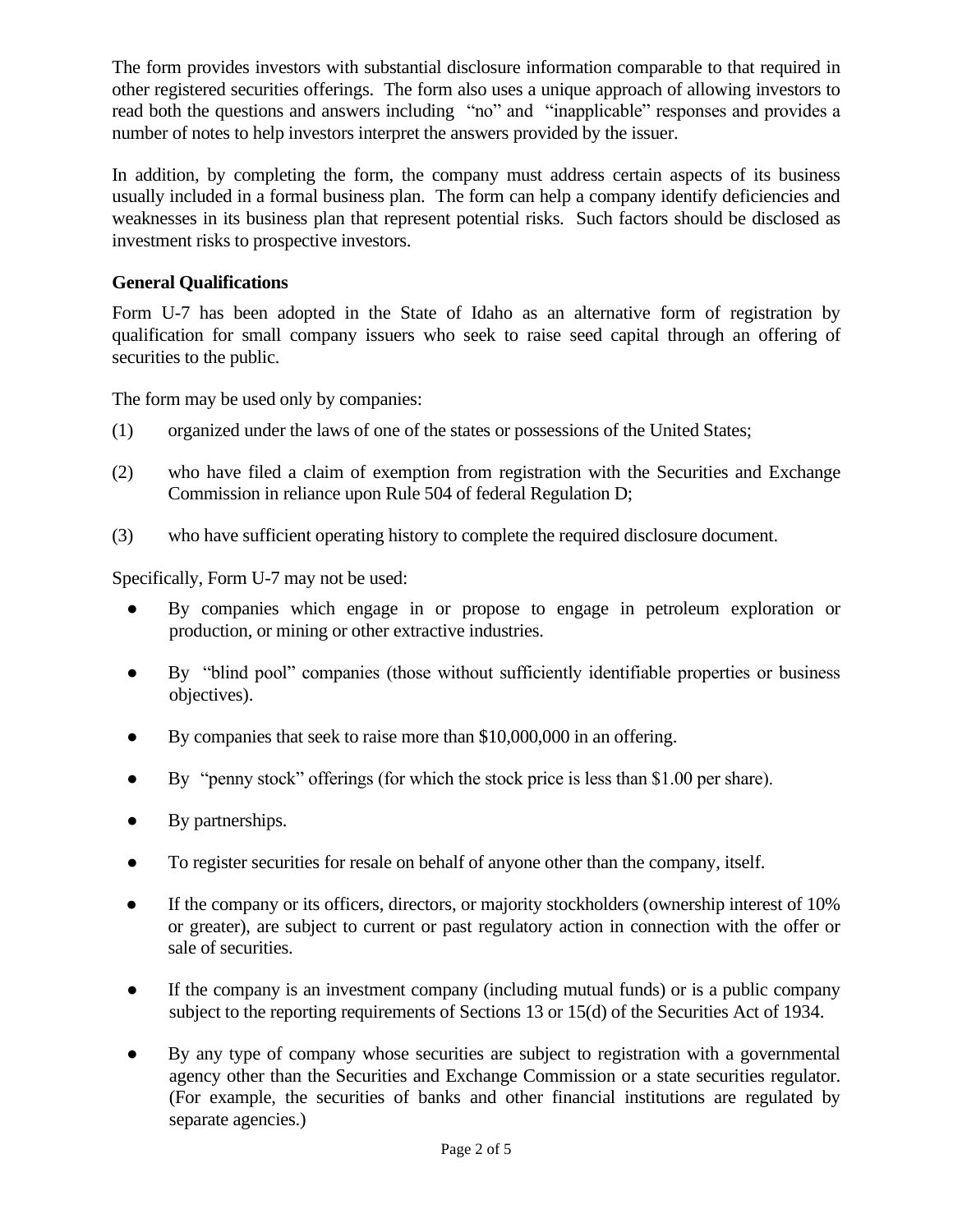The form provides investors with substantial disclosure information comparable to that required in other registered securities offerings. The form also uses a unique approach of allowing investors to read both the questions and answers including "no" and "inapplicable" responses and provides a number of notes to help investors interpret the answers provided by the issuer.

In addition, by completing the form, the company must address certain aspects of its business usually included in a formal business plan. The form can help a company identify deficiencies and weaknesses in its business plan that represent potential risks. Such factors should be disclosed as investment risks to prospective investors.

**General Qualifications**

Form U-7 has been adopted in the State of Idaho as an alternative form of registration by qualification for small company issuers who seek to raise seed capital through an offering of securities to the public.

The form may be used only by companies:

(1) organized under the laws of one of the states or possessions of the United States;

(2) who have filed a claim of exemption from registration with the Securities and Exchange Commission in reliance upon Rule 504 of federal Regulation D;

(3) who have sufficient operating history to complete the required disclosure document.

Specifically, Form U-7 may not be used:

- By companies which engage in or propose to engage in petroleum exploration or production, or mining or other extractive industries.
- By "blind pool" companies (those without sufficiently identifiable properties or business objectives).
- By companies that seek to raise more than $10,000,000 in an offering.
- By "penny stock" offerings (for which the stock price is less than $1.00 per share).
- By partnerships.
- To register securities for resale on behalf of anyone other than the company, itself.
- If the company or its officers, directors, or majority stockholders (ownership interest of 10% or greater), are subject to current or past regulatory action in connection with the offer or sale of securities.
- If the company is an investment company (including mutual funds) or is a public company subject to the reporting requirements of Sections 13 or 15(d) of the Securities Act of 1934.
- By any type of company whose securities are subject to registration with a governmental agency other than the Securities and Exchange Commission or a state securities regulator. (For example, the securities of banks and other financial institutions are regulated by separate agencies.)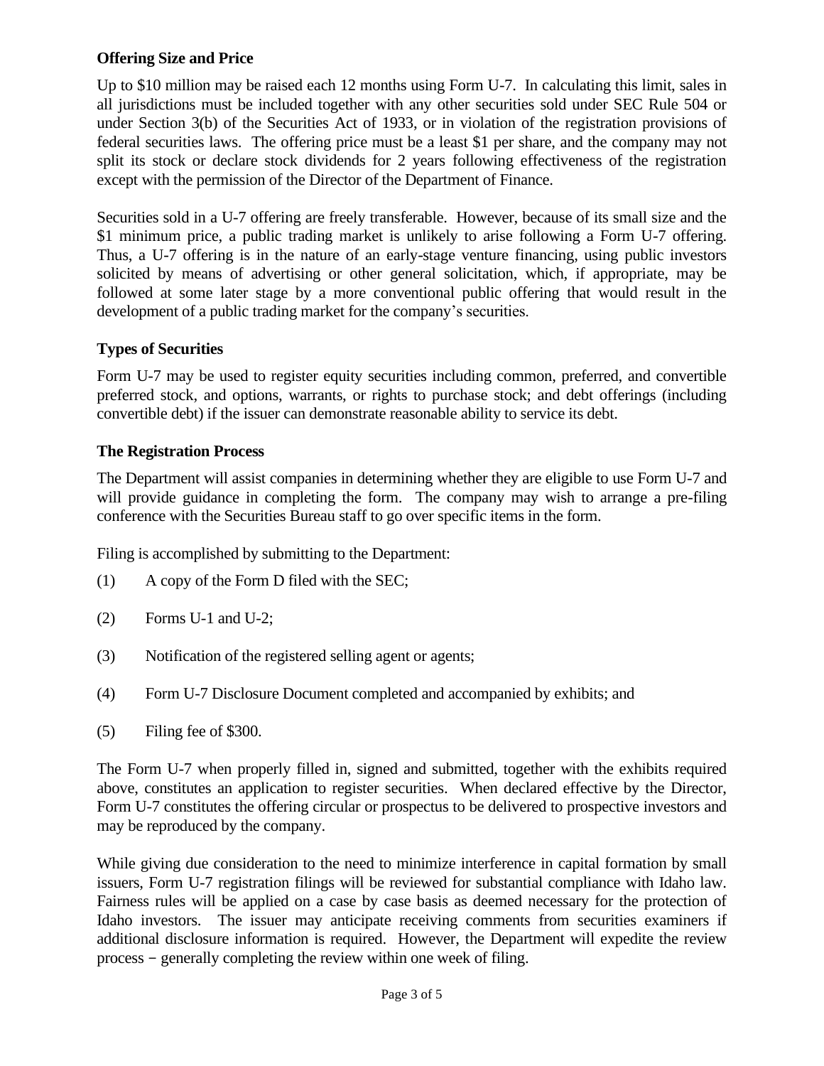**Offering Size and Price**

Up to $10 million may be raised each 12 months using Form U-7. In calculating this limit, sales in all jurisdictions must be included together with any other securities sold under SEC Rule 504 or under Section 3(b) of the Securities Act of 1933, or in violation of the registration provisions of federal securities laws. The offering price must be a least $1 per share, and the company may not split its stock or declare stock dividends for 2 years following effectiveness of the registration except with the permission of the Director of the Department of Finance.

Securities sold in a U-7 offering are freely transferable. However, because of its small size and the $1 minimum price, a public trading market is unlikely to arise following a Form U-7 offering. Thus, a U-7 offering is in the nature of an early-stage venture financing, using public investors solicited by means of advertising or other general solicitation, which, if appropriate, may be followed at some later stage by a more conventional public offering that would result in the development of a public trading market for the company's securities.

**Types of Securities**

Form U-7 may be used to register equity securities including common, preferred, and convertible preferred stock, and options, warrants, or rights to purchase stock; and debt offerings (including convertible debt) if the issuer can demonstrate reasonable ability to service its debt.

**The Registration Process**

The Department will assist companies in determining whether they are eligible to use Form U-7 and will provide guidance in completing the form. The company may wish to arrange a pre-filing conference with the Securities Bureau staff to go over specific items in the form.

Filing is accomplished by submitting to the Department:

(1) A copy of the Form D filed with the SEC;

(2) Forms U-1 and U-2;

(3) Notification of the registered selling agent or agents;

(4) Form U-7 Disclosure Document completed and accompanied by exhibits; and

(5) Filing fee of $300.

The Form U-7 when properly filled in, signed and submitted, together with the exhibits required above, constitutes an application to register securities. When declared effective by the Director, Form U-7 constitutes the offering circular or prospectus to be delivered to prospective investors and may be reproduced by the company.

While giving due consideration to the need to minimize interference in capital formation by small issuers, Form U-7 registration filings will be reviewed for substantial compliance with Idaho law. Fairness rules will be applied on a case by case basis as deemed necessary for the protection of Idaho investors. The issuer may anticipate receiving comments from securities examiners if additional disclosure information is required. However, the Department will expedite the review process − generally completing the review within one week of filing.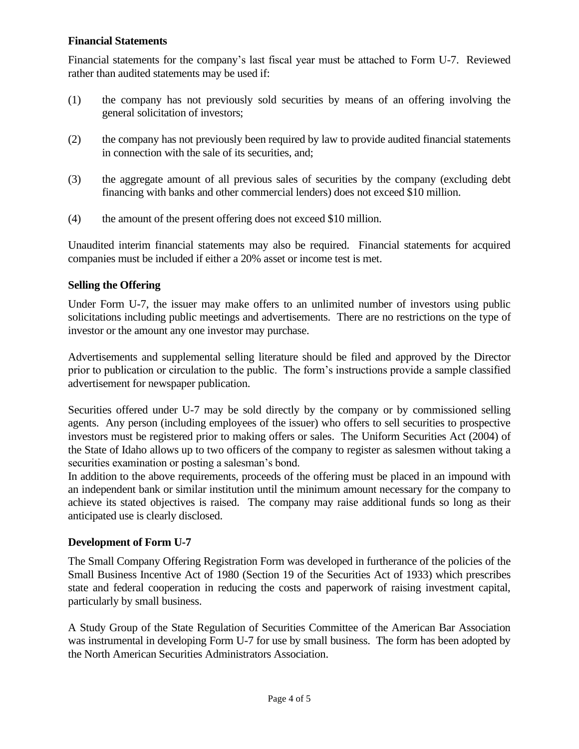### Financial Statements

Financial statements for the company's last fiscal year must be attached to Form U-7. Reviewed rather than audited statements may be used if:

(1) the company has not previously sold securities by means of an offering involving the general solicitation of investors;

(2) the company has not previously been required by law to provide audited financial statements in connection with the sale of its securities, and;

(3) the aggregate amount of all previous sales of securities by the company (excluding debt financing with banks and other commercial lenders) does not exceed $10 million.

(4) the amount of the present offering does not exceed $10 million.

Unaudited interim financial statements may also be required. Financial statements for acquired companies must be included if either a 20% asset or income test is met.

### Selling the Offering

Under Form U-7, the issuer may make offers to an unlimited number of investors using public solicitations including public meetings and advertisements. There are no restrictions on the type of investor or the amount any one investor may purchase.

Advertisements and supplemental selling literature should be filed and approved by the Director prior to publication or circulation to the public. The form's instructions provide a sample classified advertisement for newspaper publication.

Securities offered under U-7 may be sold directly by the company or by commissioned selling agents. Any person (including employees of the issuer) who offers to sell securities to prospective investors must be registered prior to making offers or sales. The Uniform Securities Act (2004) of the State of Idaho allows up to two officers of the company to register as salesmen without taking a securities examination or posting a salesman's bond.

In addition to the above requirements, proceeds of the offering must be placed in an impound with an independent bank or similar institution until the minimum amount necessary for the company to achieve its stated objectives is raised. The company may raise additional funds so long as their anticipated use is clearly disclosed.

### Development of Form U-7

The Small Company Offering Registration Form was developed in furtherance of the policies of the Small Business Incentive Act of 1980 (Section 19 of the Securities Act of 1933) which prescribes state and federal cooperation in reducing the costs and paperwork of raising investment capital, particularly by small business.

A Study Group of the State Regulation of Securities Committee of the American Bar Association was instrumental in developing Form U-7 for use by small business. The form has been adopted by the North American Securities Administrators Association.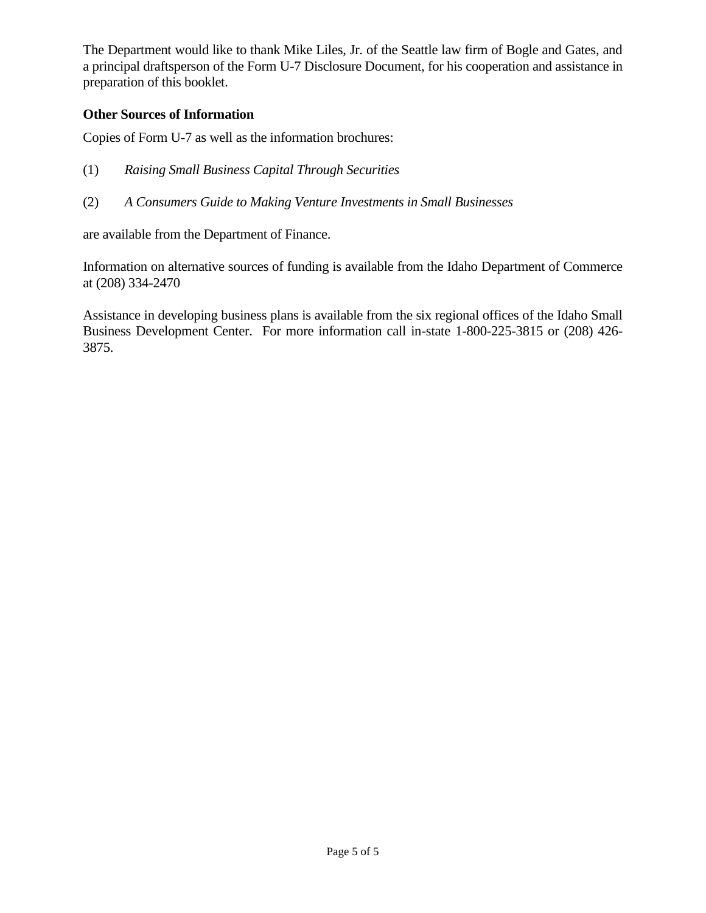The Department would like to thank Mike Liles, Jr. of the Seattle law firm of Bogle and Gates, and a principal draftsperson of the Form U-7 Disclosure Document, for his cooperation and assistance in preparation of this booklet.

### Other Sources of Information

Copies of Form U-7 as well as the information brochures:

(1) *Raising Small Business Capital Through Securities*

(2) *A Consumers Guide to Making Venture Investments in Small Businesses*

are available from the Department of Finance.

Information on alternative sources of funding is available from the Idaho Department of Commerce at (208) 334-2470

Assistance in developing business plans is available from the six regional offices of the Idaho Small Business Development Center. For more information call in-state 1-800-225-3815 or (208) 426-3875.